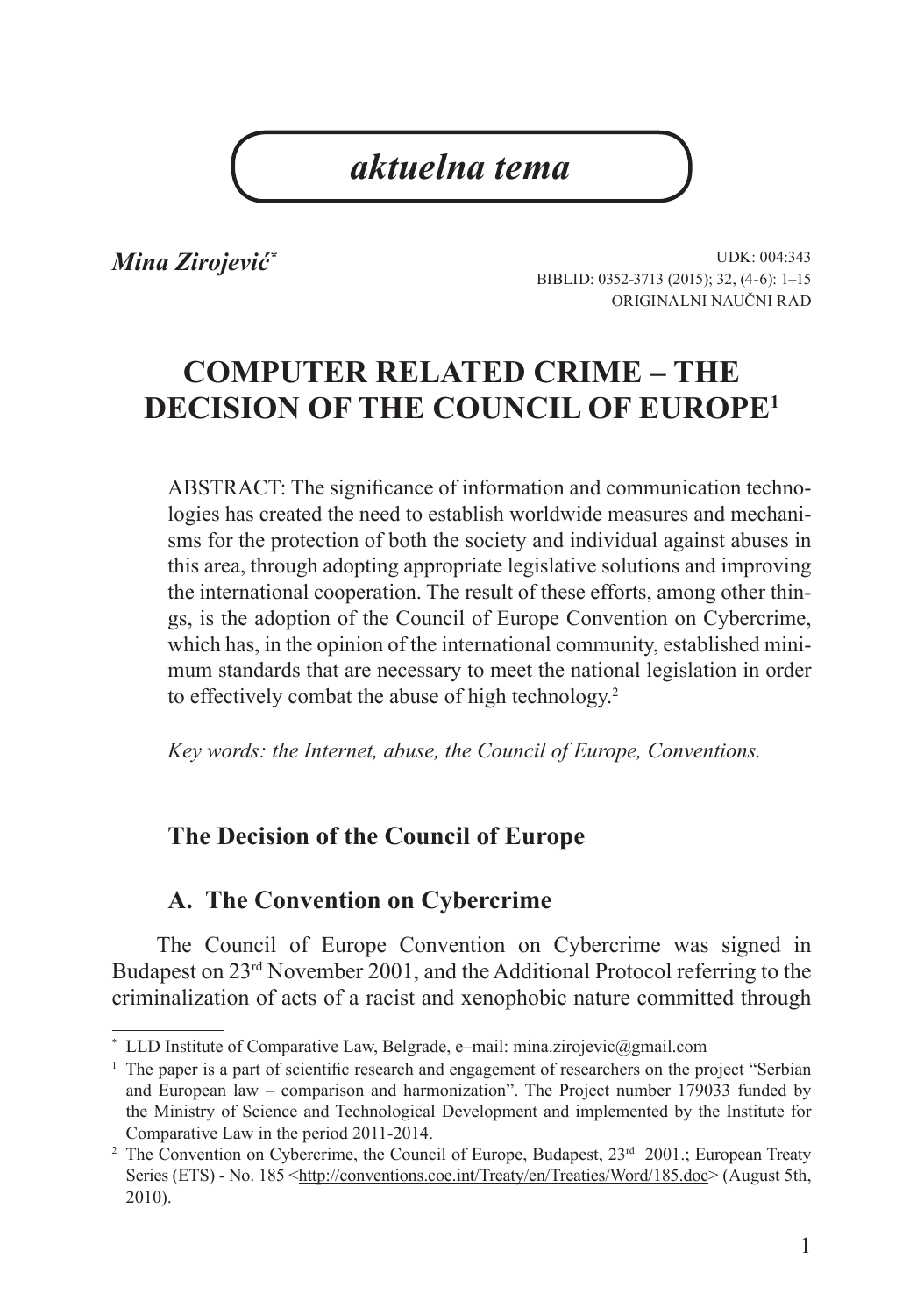*aktuelna tema*

***Mina Zirojević*** [*]

UDK: 004:343
BIBLID: 0352-3713 (2015); 32, (4-6): 1–15
ORIGINALNI NAUČNI RAD

# COMPUTER RELATED CRIME – THE DECISION OF THE COUNCIL OF EUROPE[1]

ABSTRACT: The significance of information and communication technologies has created the need to establish worldwide measures and mechanisms for the protection of both the society and individual against abuses in this area, through adopting appropriate legislative solutions and improving the international cooperation. The result of these efforts, among other things, is the adoption of the Council of Europe Convention on Cybercrime, which has, in the opinion of the international community, established minimum standards that are necessary to meet the national legislation in order to effectively combat the abuse of high technology.[2]

*Key words: the Internet, abuse, the Council of Europe, Conventions.*

## The Decision of the Council of Europe

### A. The Convention on Cybercrime

The Council of Europe Convention on Cybercrime was signed in Budapest on 23rd November 2001, and the Additional Protocol referring to the criminalization of acts of a racist and xenophobic nature committed through

---

[*] LLD Institute of Comparative Law, Belgrade, e–mail: mina.zirojevic@gmail.com

[1] The paper is a part of scientific research and engagement of researchers on the project "Serbian and European law – comparison and harmonization". The Project number 179033 funded by the Ministry of Science and Technological Development and implemented by the Institute for Comparative Law in the period 2011-2014.

[2] The Convention on Cybercrime, the Council of Europe, Budapest, 23rd 2001.; European Treaty Series (ETS) - No. 185 <http://conventions.coe.int/Treaty/en/Treaties/Word/185.doc> (August 5th, 2010).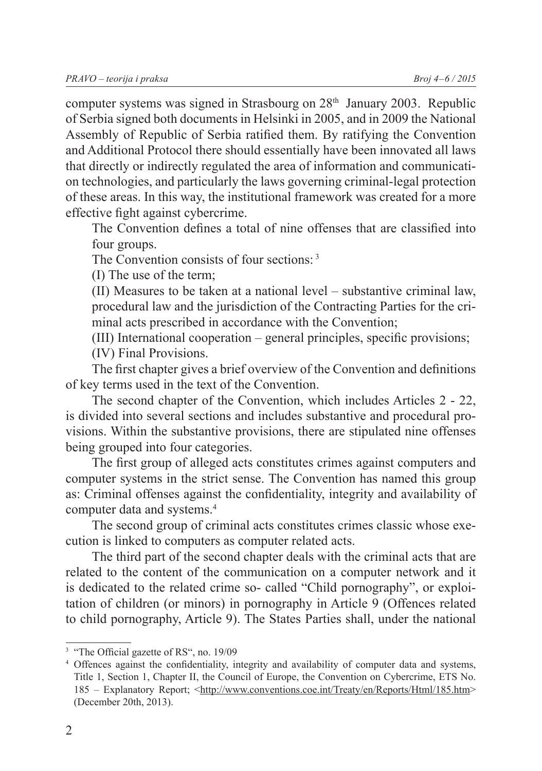computer systems was signed in Strasbourg on 28th January 2003. Republic of Serbia signed both documents in Helsinki in 2005, and in 2009 the National Assembly of Republic of Serbia ratified them. By ratifying the Convention and Additional Protocol there should essentially have been innovated all laws that directly or indirectly regulated the area of information and communication technologies, and particularly the laws governing criminal-legal protection of these areas. In this way, the institutional framework was created for a more effective fight against cybercrime.

The Convention defines a total of nine offenses that are classified into four groups.

The Convention consists of four sections: [3]

(I) The use of the term;

(II) Measures to be taken at a national level – substantive criminal law, procedural law and the jurisdiction of the Contracting Parties for the criminal acts prescribed in accordance with the Convention;

(III) International cooperation – general principles, specific provisions;

(IV) Final Provisions.

The first chapter gives a brief overview of the Convention and definitions of key terms used in the text of the Convention.

The second chapter of the Convention, which includes Articles 2 - 22, is divided into several sections and includes substantive and procedural provisions. Within the substantive provisions, there are stipulated nine offenses being grouped into four categories.

The first group of alleged acts constitutes crimes against computers and computer systems in the strict sense. The Convention has named this group as: Criminal offenses against the confidentiality, integrity and availability of computer data and systems.[4]

The second group of criminal acts constitutes crimes classic whose execution is linked to computers as computer related acts.

The third part of the second chapter deals with the criminal acts that are related to the content of the communication on a computer network and it is dedicated to the related crime so- called "Child pornography", or exploitation of children (or minors) in pornography in Article 9 (Offences related to child pornography, Article 9). The States Parties shall, under the national

---

[3] "The Official gazette of RS", no. 19/09

[4] Offences against the confidentiality, integrity and availability of computer data and systems, Title 1, Section 1, Chapter II, the Council of Europe, the Convention on Cybercrime, ETS No. 185 – Explanatory Report; <http://www.conventions.coe.int/Treaty/en/Reports/Html/185.htm> (December 20th, 2013).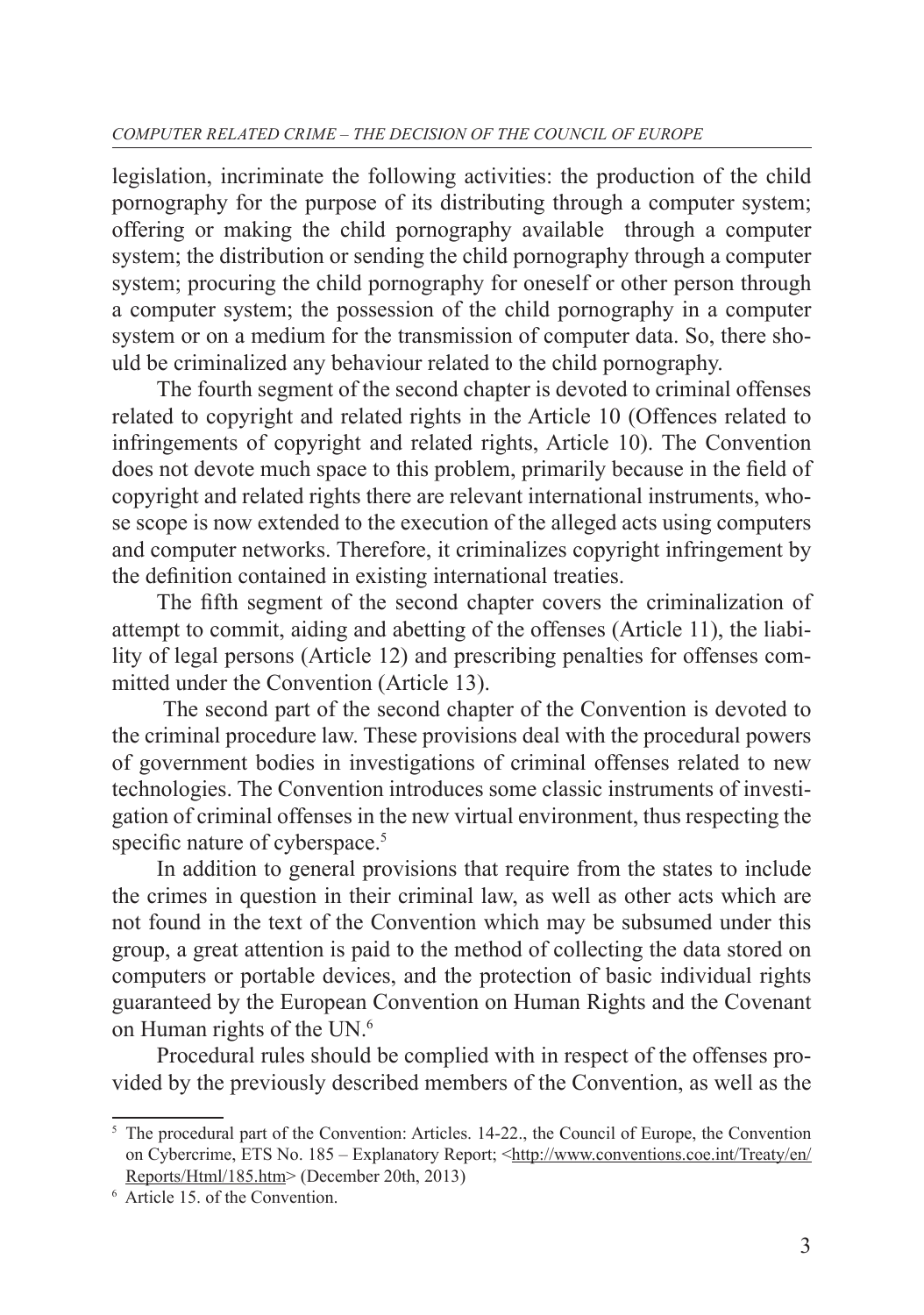legislation, incriminate the following activities: the production of the child pornography for the purpose of its distributing through a computer system; offering or making the child pornography available through a computer system; the distribution or sending the child pornography through a computer system; procuring the child pornography for oneself or other person through a computer system; the possession of the child pornography in a computer system or on a medium for the transmission of computer data. So, there should be criminalized any behaviour related to the child pornography.

The fourth segment of the second chapter is devoted to criminal offenses related to copyright and related rights in the Article 10 (Offences related to infringements of copyright and related rights, Article 10). The Convention does not devote much space to this problem, primarily because in the field of copyright and related rights there are relevant international instruments, whose scope is now extended to the execution of the alleged acts using computers and computer networks. Therefore, it criminalizes copyright infringement by the definition contained in existing international treaties.

The fifth segment of the second chapter covers the criminalization of attempt to commit, aiding and abetting of the offenses (Article 11), the liability of legal persons (Article 12) and prescribing penalties for offenses committed under the Convention (Article 13).

The second part of the second chapter of the Convention is devoted to the criminal procedure law. These provisions deal with the procedural powers of government bodies in investigations of criminal offenses related to new technologies. The Convention introduces some classic instruments of investigation of criminal offenses in the new virtual environment, thus respecting the specific nature of cyberspace.[5]

In addition to general provisions that require from the states to include the crimes in question in their criminal law, as well as other acts which are not found in the text of the Convention which may be subsumed under this group, a great attention is paid to the method of collecting the data stored on computers or portable devices, and the protection of basic individual rights guaranteed by the European Convention on Human Rights and the Covenant on Human rights of the UN.[6]

Procedural rules should be complied with in respect of the offenses provided by the previously described members of the Convention, as well as the

---

[5] The procedural part of the Convention: Articles. 14-22., the Council of Europe, the Convention on Cybercrime, ETS No. 185 – Explanatory Report; <http://www.conventions.coe.int/Treaty/en/Reports/Html/185.htm> (December 20th, 2013)

[6] Article 15. of the Convention.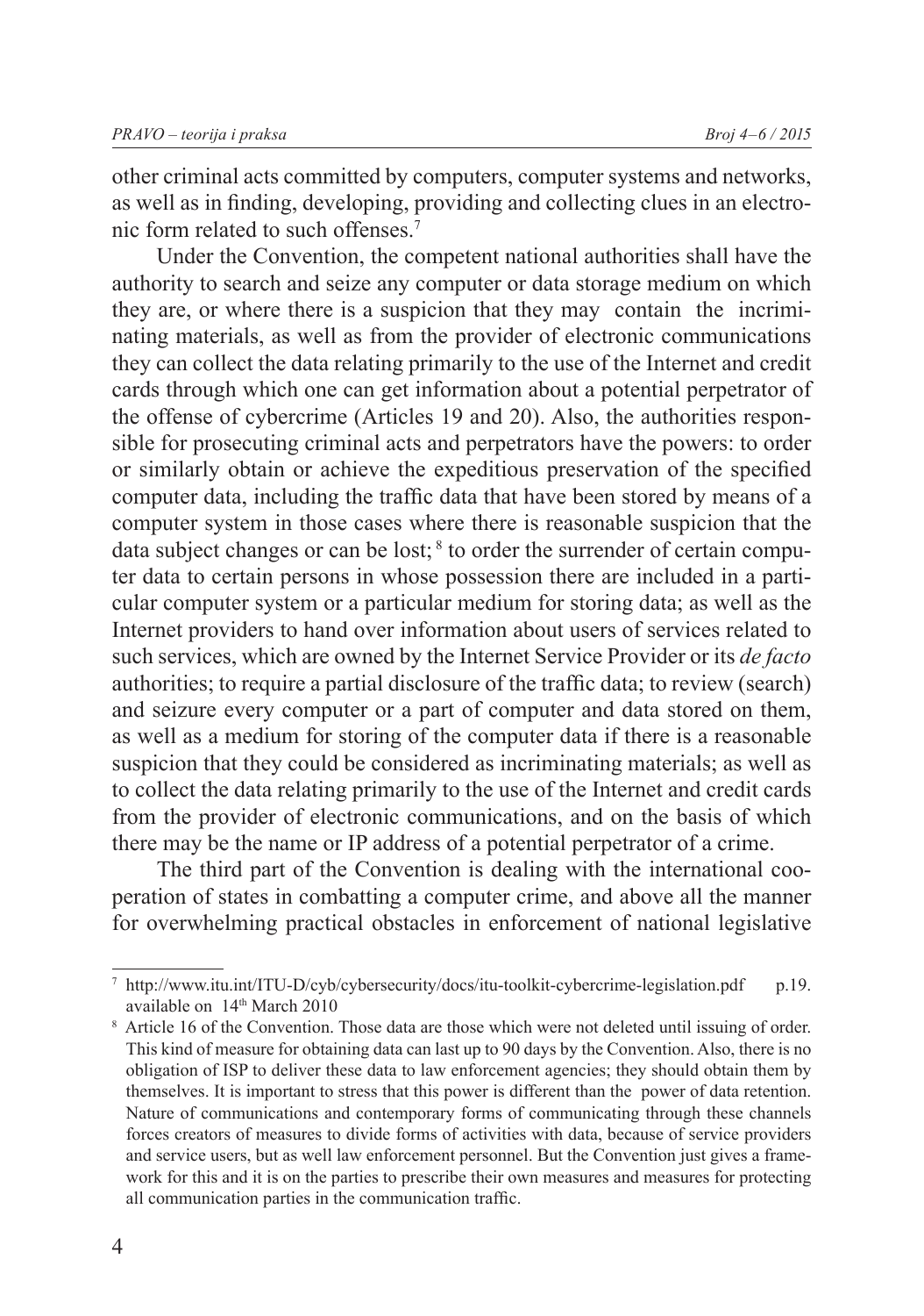other criminal acts committed by computers, computer systems and networks, as well as in finding, developing, providing and collecting clues in an electronic form related to such offenses.[7]

Under the Convention, the competent national authorities shall have the authority to search and seize any computer or data storage medium on which they are, or where there is a suspicion that they may contain the incriminating materials, as well as from the provider of electronic communications they can collect the data relating primarily to the use of the Internet and credit cards through which one can get information about a potential perpetrator of the offense of cybercrime (Articles 19 and 20). Also, the authorities responsible for prosecuting criminal acts and perpetrators have the powers: to order or similarly obtain or achieve the expeditious preservation of the specified computer data, including the traffic data that have been stored by means of a computer system in those cases where there is reasonable suspicion that the data subject changes or can be lost; [8] to order the surrender of certain computer data to certain persons in whose possession there are included in a particular computer system or a particular medium for storing data; as well as the Internet providers to hand over information about users of services related to such services, which are owned by the Internet Service Provider or its *de facto* authorities; to require a partial disclosure of the traffic data; to review (search) and seizure every computer or a part of computer and data stored on them, as well as a medium for storing of the computer data if there is a reasonable suspicion that they could be considered as incriminating materials; as well as to collect the data relating primarily to the use of the Internet and credit cards from the provider of electronic communications, and on the basis of which there may be the name or IP address of a potential perpetrator of a crime.

The third part of the Convention is dealing with the international cooperation of states in combatting a computer crime, and above all the manner for overwhelming practical obstacles in enforcement of national legislative

---

[7] http://www.itu.int/ITU-D/cyb/cybersecurity/docs/itu-toolkit-cybercrime-legislation.pdf p.19. available on 14th March 2010

[8] Article 16 of the Convention. Those data are those which were not deleted until issuing of order. This kind of measure for obtaining data can last up to 90 days by the Convention. Also, there is no obligation of ISP to deliver these data to law enforcement agencies; they should obtain them by themselves. It is important to stress that this power is different than the power of data retention. Nature of communications and contemporary forms of communicating through these channels forces creators of measures to divide forms of activities with data, because of service providers and service users, but as well law enforcement personnel. But the Convention just gives a framework for this and it is on the parties to prescribe their own measures and measures for protecting all communication parties in the communication traffic.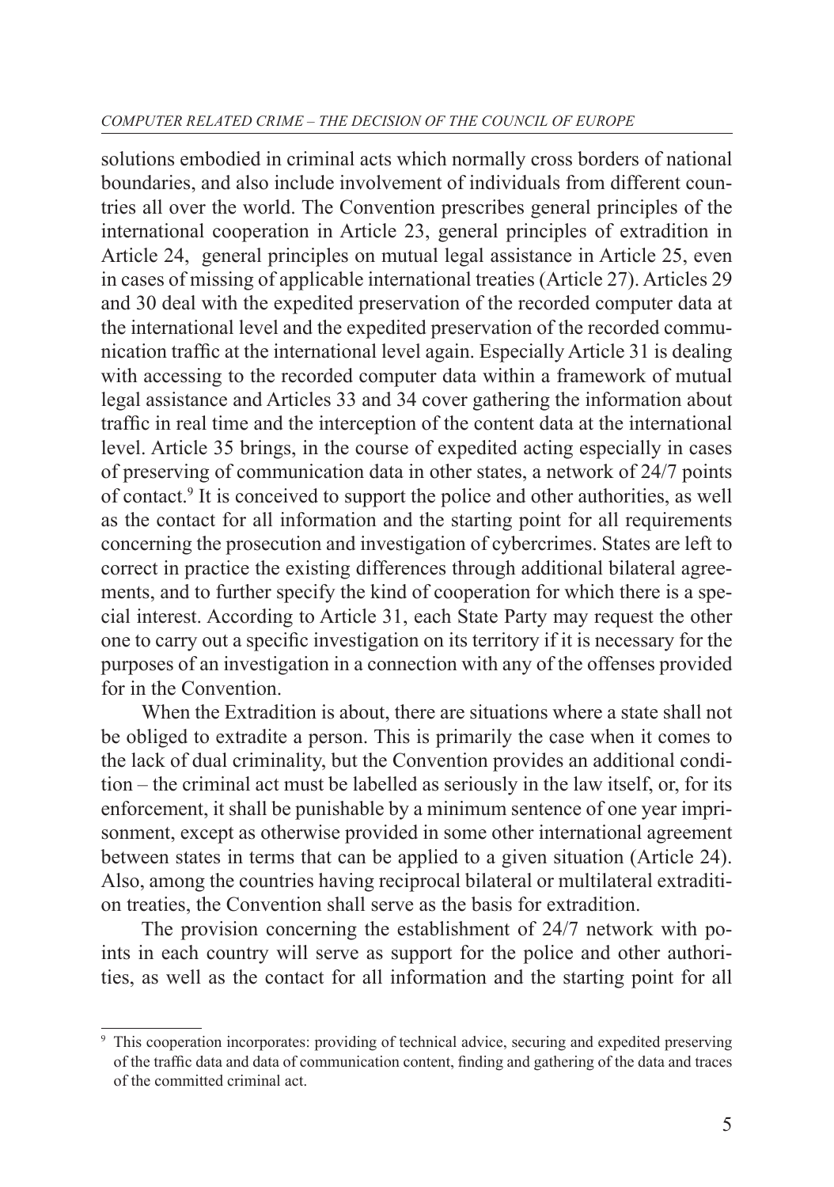solutions embodied in criminal acts which normally cross borders of national boundaries, and also include involvement of individuals from different countries all over the world. The Convention prescribes general principles of the international cooperation in Article 23, general principles of extradition in Article 24, general principles on mutual legal assistance in Article 25, even in cases of missing of applicable international treaties (Article 27). Articles 29 and 30 deal with the expedited preservation of the recorded computer data at the international level and the expedited preservation of the recorded communication traffic at the international level again. Especially Article 31 is dealing with accessing to the recorded computer data within a framework of mutual legal assistance and Articles 33 and 34 cover gathering the information about traffic in real time and the interception of the content data at the international level. Article 35 brings, in the course of expedited acting especially in cases of preserving of communication data in other states, a network of 24/7 points of contact.[9] It is conceived to support the police and other authorities, as well as the contact for all information and the starting point for all requirements concerning the prosecution and investigation of cybercrimes. States are left to correct in practice the existing differences through additional bilateral agreements, and to further specify the kind of cooperation for which there is a special interest. According to Article 31, each State Party may request the other one to carry out a specific investigation on its territory if it is necessary for the purposes of an investigation in a connection with any of the offenses provided for in the Convention.

When the Extradition is about, there are situations where a state shall not be obliged to extradite a person. This is primarily the case when it comes to the lack of dual criminality, but the Convention provides an additional condition – the criminal act must be labelled as seriously in the law itself, or, for its enforcement, it shall be punishable by a minimum sentence of one year imprisonment, except as otherwise provided in some other international agreement between states in terms that can be applied to a given situation (Article 24). Also, among the countries having reciprocal bilateral or multilateral extradition treaties, the Convention shall serve as the basis for extradition.

The provision concerning the establishment of 24/7 network with points in each country will serve as support for the police and other authorities, as well as the contact for all information and the starting point for all

---

[9] This cooperation incorporates: providing of technical advice, securing and expedited preserving of the traffic data and data of communication content, finding and gathering of the data and traces of the committed criminal act.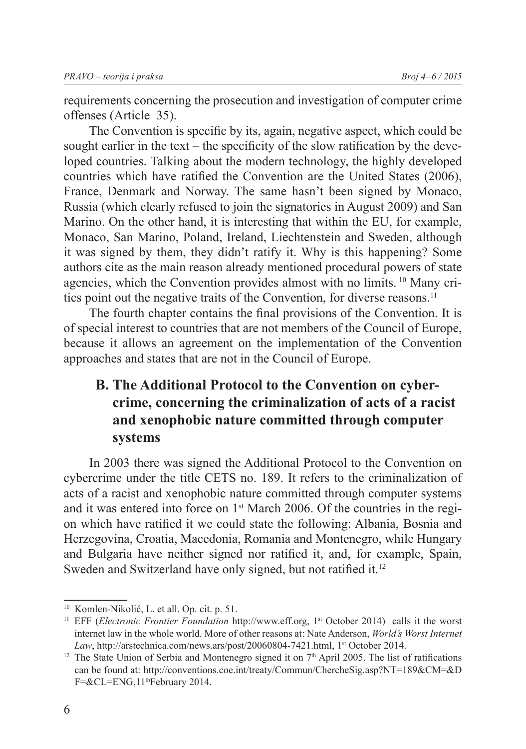requirements concerning the prosecution and investigation of computer crime offenses (Article 35).

The Convention is specific by its, again, negative aspect, which could be sought earlier in the text – the specificity of the slow ratification by the developed countries. Talking about the modern technology, the highly developed countries which have ratified the Convention are the United States (2006), France, Denmark and Norway. The same hasn't been signed by Monaco, Russia (which clearly refused to join the signatories in August 2009) and San Marino. On the other hand, it is interesting that within the EU, for example, Monaco, San Marino, Poland, Ireland, Liechtenstein and Sweden, although it was signed by them, they didn't ratify it. Why is this happening? Some authors cite as the main reason already mentioned procedural powers of state agencies, which the Convention provides almost with no limits. [10] Many critics point out the negative traits of the Convention, for diverse reasons.[11]

The fourth chapter contains the final provisions of the Convention. It is of special interest to countries that are not members of the Council of Europe, because it allows an agreement on the implementation of the Convention approaches and states that are not in the Council of Europe.

## B. The Additional Protocol to the Convention on cybercrime, concerning the criminalization of acts of a racist and xenophobic nature committed through computer systems

In 2003 there was signed the Additional Protocol to the Convention on cybercrime under the title CETS no. 189. It refers to the criminalization of acts of a racist and xenophobic nature committed through computer systems and it was entered into force on 1st March 2006. Of the countries in the region which have ratified it we could state the following: Albania, Bosnia and Herzegovina, Croatia, Macedonia, Romania and Montenegro, while Hungary and Bulgaria have neither signed nor ratified it, and, for example, Spain, Sweden and Switzerland have only signed, but not ratified it.[12]

---

[10] Komlen-Nikolić, L. et all. Op. cit. p. 51.

[11] EFF (*Electronic Frontier Foundation* http://www.eff.org, 1st October 2014) calls it the worst internet law in the whole world. More of other reasons at: Nate Anderson, *World's Worst Internet Law*, http://arstechnica.com/news.ars/post/20060804-7421.html, 1st October 2014.

[12] The State Union of Serbia and Montenegro signed it on 7th April 2005. The list of ratifications can be found at: http://conventions.coe.int/treaty/Commun/ChercheSig.asp?NT=189&CM=&DF=&CL=ENG,11thFebruary 2014.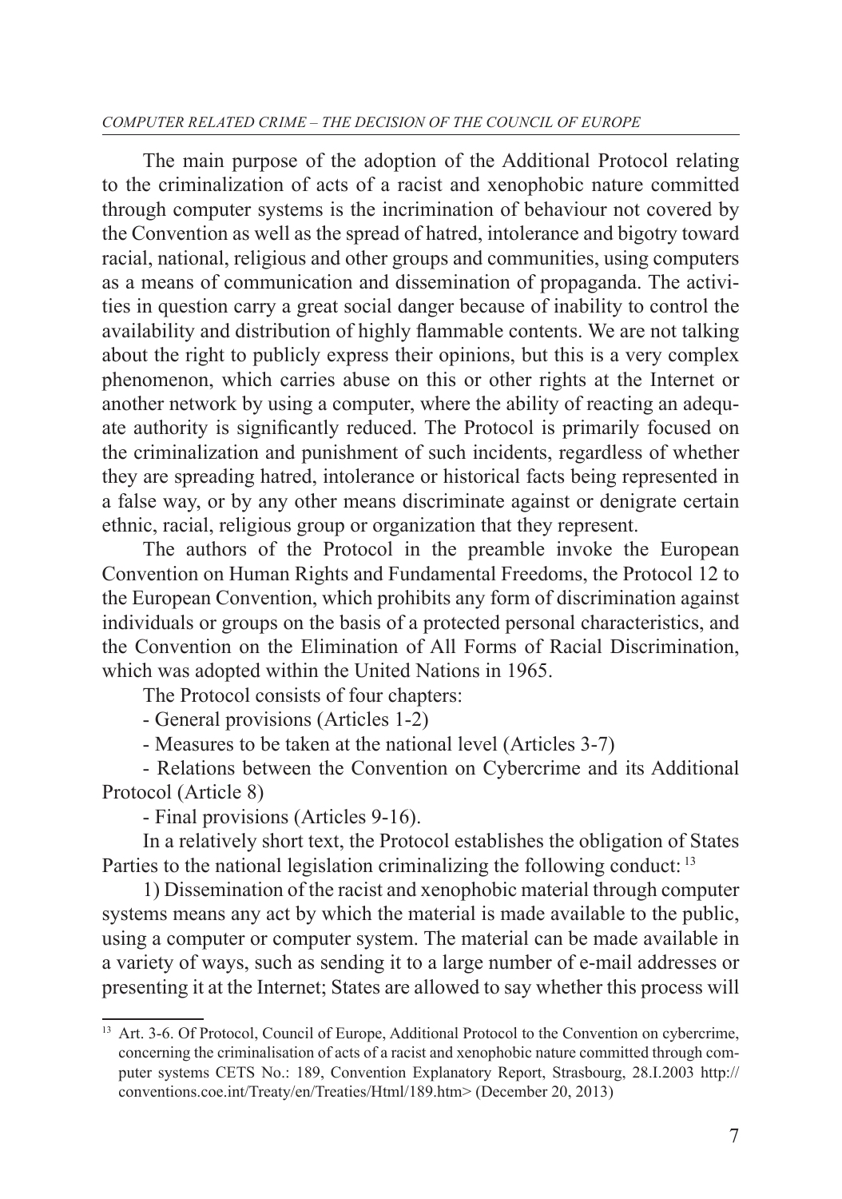The main purpose of the adoption of the Additional Protocol relating to the criminalization of acts of a racist and xenophobic nature committed through computer systems is the incrimination of behaviour not covered by the Convention as well as the spread of hatred, intolerance and bigotry toward racial, national, religious and other groups and communities, using computers as a means of communication and dissemination of propaganda. The activities in question carry a great social danger because of inability to control the availability and distribution of highly flammable contents. We are not talking about the right to publicly express their opinions, but this is a very complex phenomenon, which carries abuse on this or other rights at the Internet or another network by using a computer, where the ability of reacting an adequate authority is significantly reduced. The Protocol is primarily focused on the criminalization and punishment of such incidents, regardless of whether they are spreading hatred, intolerance or historical facts being represented in a false way, or by any other means discriminate against or denigrate certain ethnic, racial, religious group or organization that they represent.

The authors of the Protocol in the preamble invoke the European Convention on Human Rights and Fundamental Freedoms, the Protocol 12 to the European Convention, which prohibits any form of discrimination against individuals or groups on the basis of a protected personal characteristics, and the Convention on the Elimination of All Forms of Racial Discrimination, which was adopted within the United Nations in 1965.

The Protocol consists of four chapters:

- General provisions (Articles 1-2)
- Measures to be taken at the national level (Articles 3-7)
- Relations between the Convention on Cybercrime and its Additional Protocol (Article 8)
- Final provisions (Articles 9-16).

In a relatively short text, the Protocol establishes the obligation of States Parties to the national legislation criminalizing the following conduct: [13]

1) Dissemination of the racist and xenophobic material through computer systems means any act by which the material is made available to the public, using a computer or computer system. The material can be made available in a variety of ways, such as sending it to a large number of e-mail addresses or presenting it at the Internet; States are allowed to say whether this process will

---

[13] Art. 3-6. Of Protocol, Council of Europe, Additional Protocol to the Convention on cybercrime, concerning the criminalisation of acts of a racist and xenophobic nature committed through computer systems CETS No.: 189, Convention Explanatory Report, Strasbourg, 28.I.2003 http://conventions.coe.int/Treaty/en/Treaties/Html/189.htm> (December 20, 2013)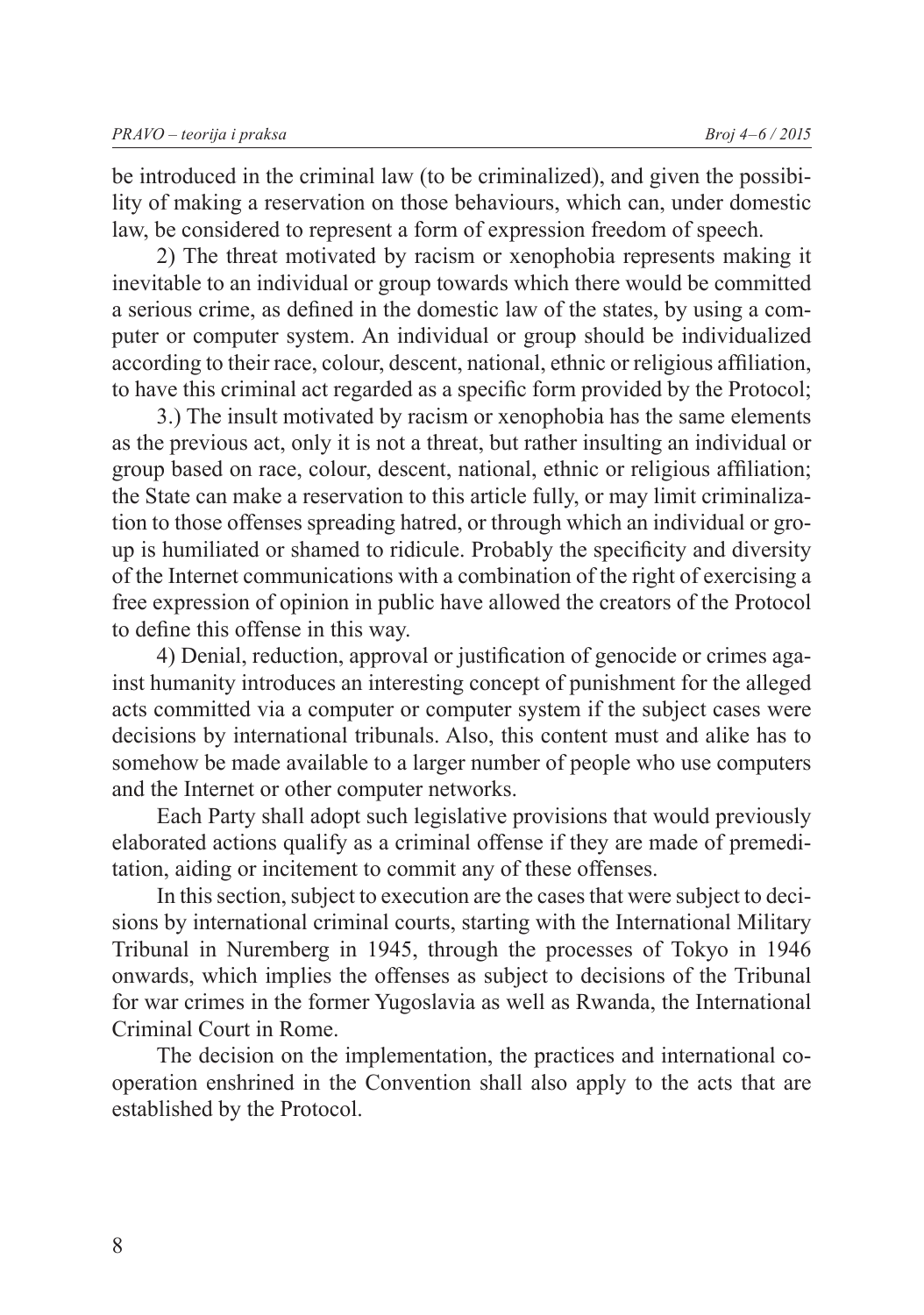be introduced in the criminal law (to be criminalized), and given the possibility of making a reservation on those behaviours, which can, under domestic law, be considered to represent a form of expression freedom of speech.

2) The threat motivated by racism or xenophobia represents making it inevitable to an individual or group towards which there would be committed a serious crime, as defined in the domestic law of the states, by using a computer or computer system. An individual or group should be individualized according to their race, colour, descent, national, ethnic or religious affiliation, to have this criminal act regarded as a specific form provided by the Protocol;

3.) The insult motivated by racism or xenophobia has the same elements as the previous act, only it is not a threat, but rather insulting an individual or group based on race, colour, descent, national, ethnic or religious affiliation; the State can make a reservation to this article fully, or may limit criminalization to those offenses spreading hatred, or through which an individual or group is humiliated or shamed to ridicule. Probably the specificity and diversity of the Internet communications with a combination of the right of exercising a free expression of opinion in public have allowed the creators of the Protocol to define this offense in this way.

4) Denial, reduction, approval or justification of genocide or crimes against humanity introduces an interesting concept of punishment for the alleged acts committed via a computer or computer system if the subject cases were decisions by international tribunals. Also, this content must and alike has to somehow be made available to a larger number of people who use computers and the Internet or other computer networks.

Each Party shall adopt such legislative provisions that would previously elaborated actions qualify as a criminal offense if they are made of premeditation, aiding or incitement to commit any of these offenses.

In this section, subject to execution are the cases that were subject to decisions by international criminal courts, starting with the International Military Tribunal in Nuremberg in 1945, through the processes of Tokyo in 1946 onwards, which implies the offenses as subject to decisions of the Tribunal for war crimes in the former Yugoslavia as well as Rwanda, the International Criminal Court in Rome.

The decision on the implementation, the practices and international cooperation enshrined in the Convention shall also apply to the acts that are established by the Protocol.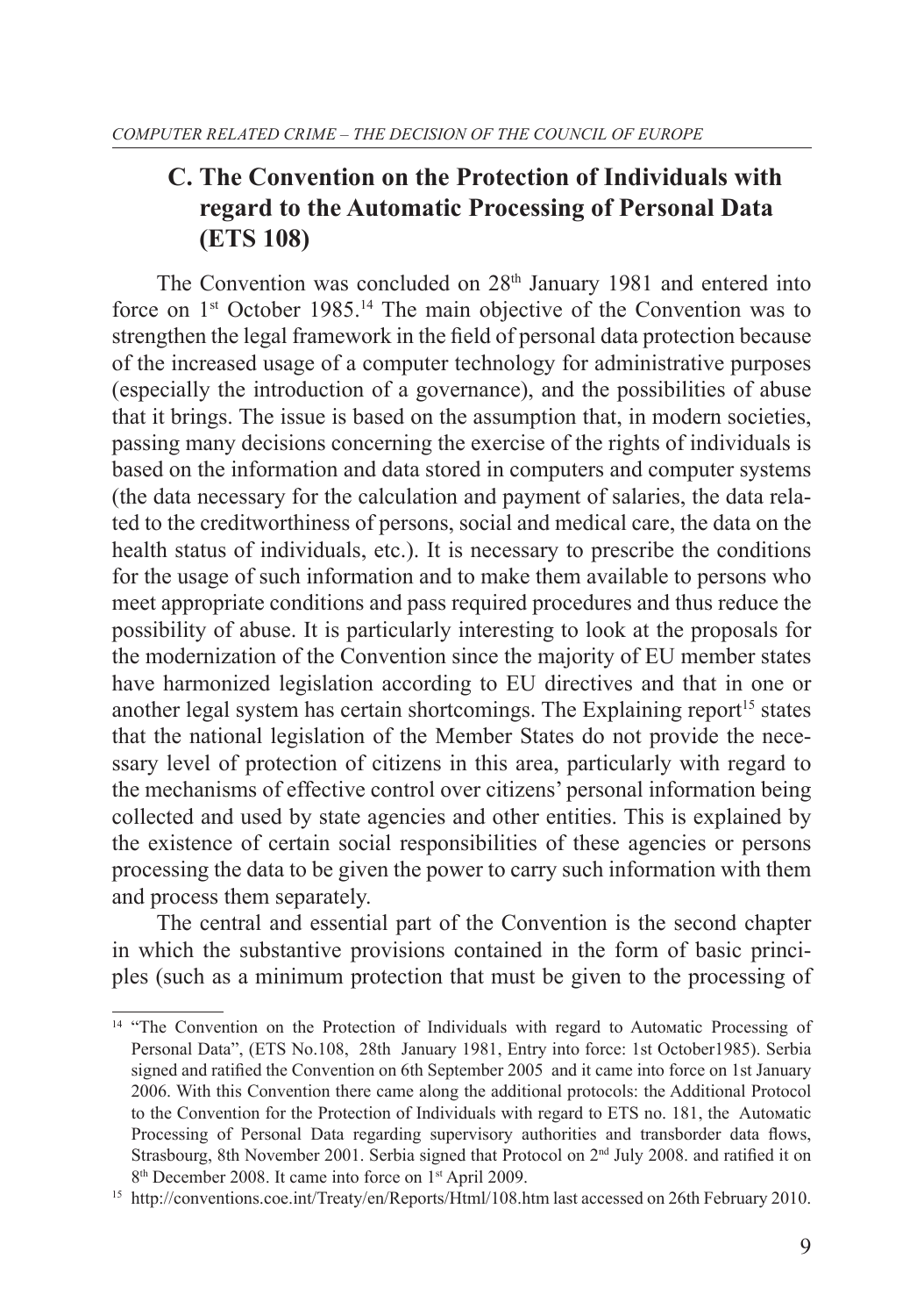## C. The Convention on the Protection of Individuals with regard to the Automatic Processing of Personal Data (ETS 108)

The Convention was concluded on 28th January 1981 and entered into force on 1st October 1985.[14] The main objective of the Convention was to strengthen the legal framework in the field of personal data protection because of the increased usage of a computer technology for administrative purposes (especially the introduction of a governance), and the possibilities of abuse that it brings. The issue is based on the assumption that, in modern societies, passing many decisions concerning the exercise of the rights of individuals is based on the information and data stored in computers and computer systems (the data necessary for the calculation and payment of salaries, the data related to the creditworthiness of persons, social and medical care, the data on the health status of individuals, etc.). It is necessary to prescribe the conditions for the usage of such information and to make them available to persons who meet appropriate conditions and pass required procedures and thus reduce the possibility of abuse. It is particularly interesting to look at the proposals for the modernization of the Convention since the majority of EU member states have harmonized legislation according to EU directives and that in one or another legal system has certain shortcomings. The Explaining report[15] states that the national legislation of the Member States do not provide the necessary level of protection of citizens in this area, particularly with regard to the mechanisms of effective control over citizens' personal information being collected and used by state agencies and other entities. This is explained by the existence of certain social responsibilities of these agencies or persons processing the data to be given the power to carry such information with them and process them separately.

The central and essential part of the Convention is the second chapter in which the substantive provisions contained in the form of basic principles (such as a minimum protection that must be given to the processing of

---

[14] "The Convention on the Protection of Individuals with regard to Automatic Processing of Personal Data", (ETS No.108, 28th January 1981, Entry into force: 1st October1985). Serbia signed and ratified the Convention on 6th September 2005 and it came into force on 1st January 2006. With this Convention there came along the additional protocols: the Additional Protocol to the Convention for the Protection of Individuals with regard to ETS no. 181, the Automatic Processing of Personal Data regarding supervisory authorities and transborder data flows, Strasbourg, 8th November 2001. Serbia signed that Protocol on 2nd July 2008. and ratified it on 8th December 2008. It came into force on 1st April 2009.

[15] http://conventions.coe.int/Treaty/en/Reports/Html/108.htm last accessed on 26th February 2010.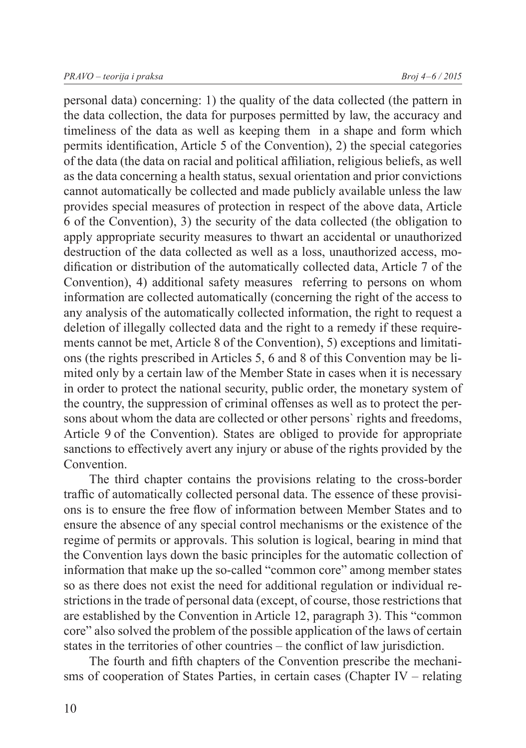personal data) concerning: 1) the quality of the data collected (the pattern in the data collection, the data for purposes permitted by law, the accuracy and timeliness of the data as well as keeping them in a shape and form which permits identification, Article 5 of the Convention), 2) the special categories of the data (the data on racial and political affiliation, religious beliefs, as well as the data concerning a health status, sexual orientation and prior convictions cannot automatically be collected and made publicly available unless the law provides special measures of protection in respect of the above data, Article 6 of the Convention), 3) the security of the data collected (the obligation to apply appropriate security measures to thwart an accidental or unauthorized destruction of the data collected as well as a loss, unauthorized access, modification or distribution of the automatically collected data, Article 7 of the Convention), 4) additional safety measures referring to persons on whom information are collected automatically (concerning the right of the access to any analysis of the automatically collected information, the right to request a deletion of illegally collected data and the right to a remedy if these requirements cannot be met, Article 8 of the Convention), 5) exceptions and limitations (the rights prescribed in Articles 5, 6 and 8 of this Convention may be limited only by a certain law of the Member State in cases when it is necessary in order to protect the national security, public order, the monetary system of the country, the suppression of criminal offenses as well as to protect the persons about whom the data are collected or other persons` rights and freedoms, Article 9 of the Convention). States are obliged to provide for appropriate sanctions to effectively avert any injury or abuse of the rights provided by the Convention.

The third chapter contains the provisions relating to the cross-border traffic of automatically collected personal data. The essence of these provisions is to ensure the free flow of information between Member States and to ensure the absence of any special control mechanisms or the existence of the regime of permits or approvals. This solution is logical, bearing in mind that the Convention lays down the basic principles for the automatic collection of information that make up the so-called "common core" among member states so as there does not exist the need for additional regulation or individual restrictions in the trade of personal data (except, of course, those restrictions that are established by the Convention in Article 12, paragraph 3). This "common core" also solved the problem of the possible application of the laws of certain states in the territories of other countries – the conflict of law jurisdiction.

The fourth and fifth chapters of the Convention prescribe the mechanisms of cooperation of States Parties, in certain cases (Chapter IV – relating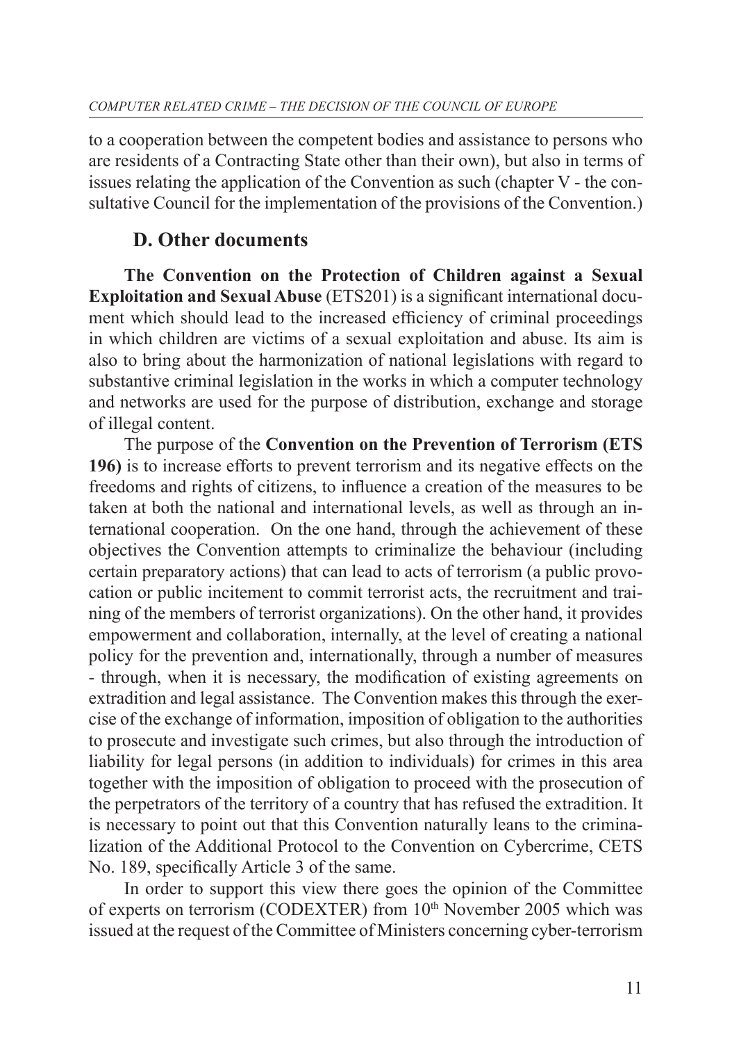to a cooperation between the competent bodies and assistance to persons who are residents of a Contracting State other than their own), but also in terms of issues relating the application of the Convention as such (chapter V - the consultative Council for the implementation of the provisions of the Convention.)

## D. Other documents

**The Convention on the Protection of Children against a Sexual Exploitation and Sexual Abuse** (ETS201) is a significant international document which should lead to the increased efficiency of criminal proceedings in which children are victims of a sexual exploitation and abuse. Its aim is also to bring about the harmonization of national legislations with regard to substantive criminal legislation in the works in which a computer technology and networks are used for the purpose of distribution, exchange and storage of illegal content.

The purpose of the **Convention on the Prevention of Terrorism (ETS 196)** is to increase efforts to prevent terrorism and its negative effects on the freedoms and rights of citizens, to influence a creation of the measures to be taken at both the national and international levels, as well as through an international cooperation. On the one hand, through the achievement of these objectives the Convention attempts to criminalize the behaviour (including certain preparatory actions) that can lead to acts of terrorism (a public provocation or public incitement to commit terrorist acts, the recruitment and training of the members of terrorist organizations). On the other hand, it provides empowerment and collaboration, internally, at the level of creating a national policy for the prevention and, internationally, through a number of measures - through, when it is necessary, the modification of existing agreements on extradition and legal assistance. The Convention makes this through the exercise of the exchange of information, imposition of obligation to the authorities to prosecute and investigate such crimes, but also through the introduction of liability for legal persons (in addition to individuals) for crimes in this area together with the imposition of obligation to proceed with the prosecution of the perpetrators of the territory of a country that has refused the extradition. It is necessary to point out that this Convention naturally leans to the criminalization of the Additional Protocol to the Convention on Cybercrime, CETS No. 189, specifically Article 3 of the same.

In order to support this view there goes the opinion of the Committee of experts on terrorism (CODEXTER) from 10th November 2005 which was issued at the request of the Committee of Ministers concerning cyber-terrorism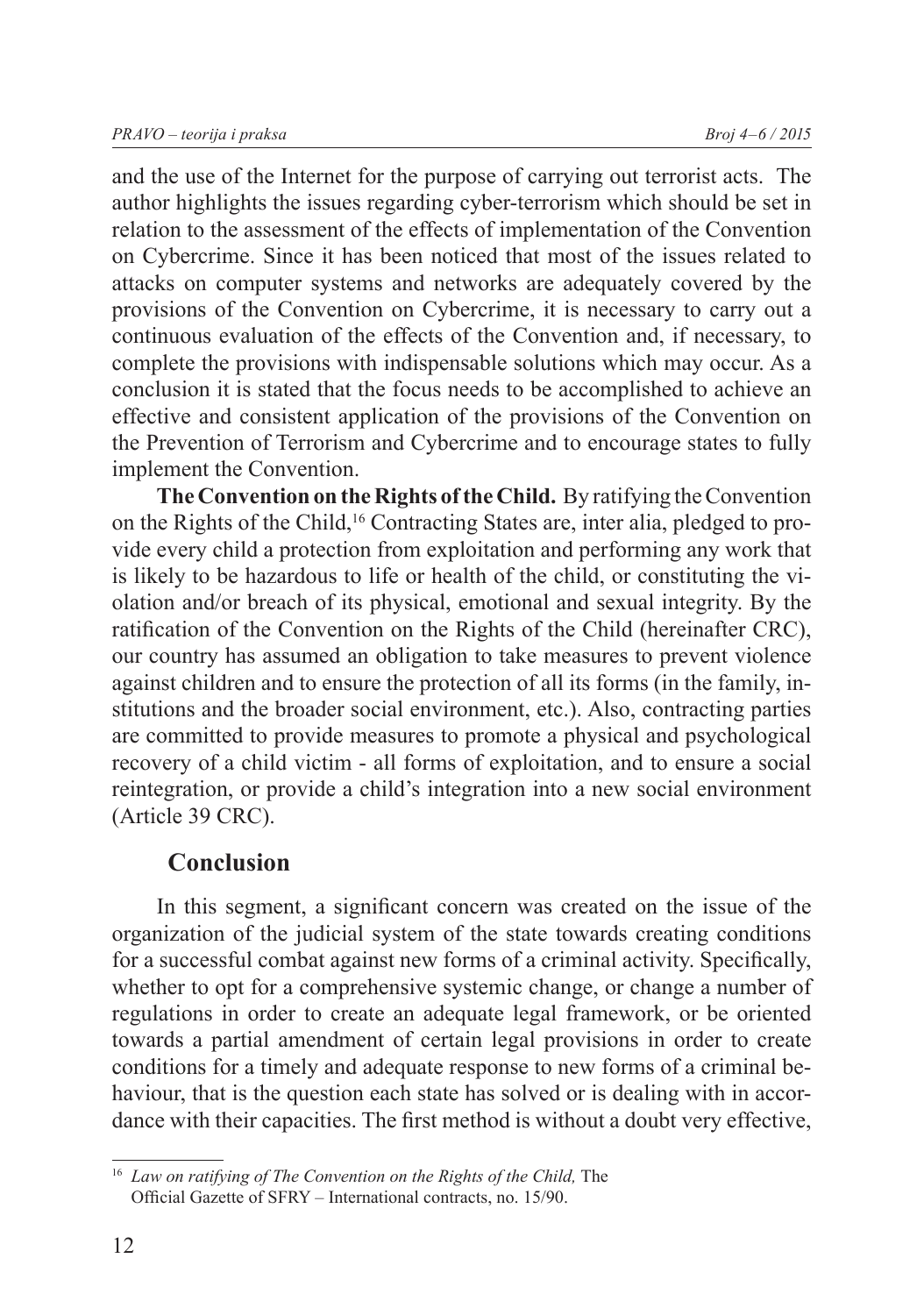and the use of the Internet for the purpose of carrying out terrorist acts. The author highlights the issues regarding cyber-terrorism which should be set in relation to the assessment of the effects of implementation of the Convention on Cybercrime. Since it has been noticed that most of the issues related to attacks on computer systems and networks are adequately covered by the provisions of the Convention on Cybercrime, it is necessary to carry out a continuous evaluation of the effects of the Convention and, if necessary, to complete the provisions with indispensable solutions which may occur. As a conclusion it is stated that the focus needs to be accomplished to achieve an effective and consistent application of the provisions of the Convention on the Prevention of Terrorism and Cybercrime and to encourage states to fully implement the Convention.

**The Convention on the Rights of the Child.** By ratifying the Convention on the Rights of the Child,[16] Contracting States are, inter alia, pledged to provide every child a protection from exploitation and performing any work that is likely to be hazardous to life or health of the child, or constituting the violation and/or breach of its physical, emotional and sexual integrity. By the ratification of the Convention on the Rights of the Child (hereinafter CRC), our country has assumed an obligation to take measures to prevent violence against children and to ensure the protection of all its forms (in the family, institutions and the broader social environment, etc.). Also, contracting parties are committed to provide measures to promote a physical and psychological recovery of a child victim - all forms of exploitation, and to ensure a social reintegration, or provide a child's integration into a new social environment (Article 39 CRC).

## Conclusion

In this segment, a significant concern was created on the issue of the organization of the judicial system of the state towards creating conditions for a successful combat against new forms of a criminal activity. Specifically, whether to opt for a comprehensive systemic change, or change a number of regulations in order to create an adequate legal framework, or be oriented towards a partial amendment of certain legal provisions in order to create conditions for a timely and adequate response to new forms of a criminal behaviour, that is the question each state has solved or is dealing with in accordance with their capacities. The first method is without a doubt very effective,

---

[16] *Law on ratifying of The Convention on the Rights of the Child,* The Official Gazette of SFRY – International contracts, no. 15/90.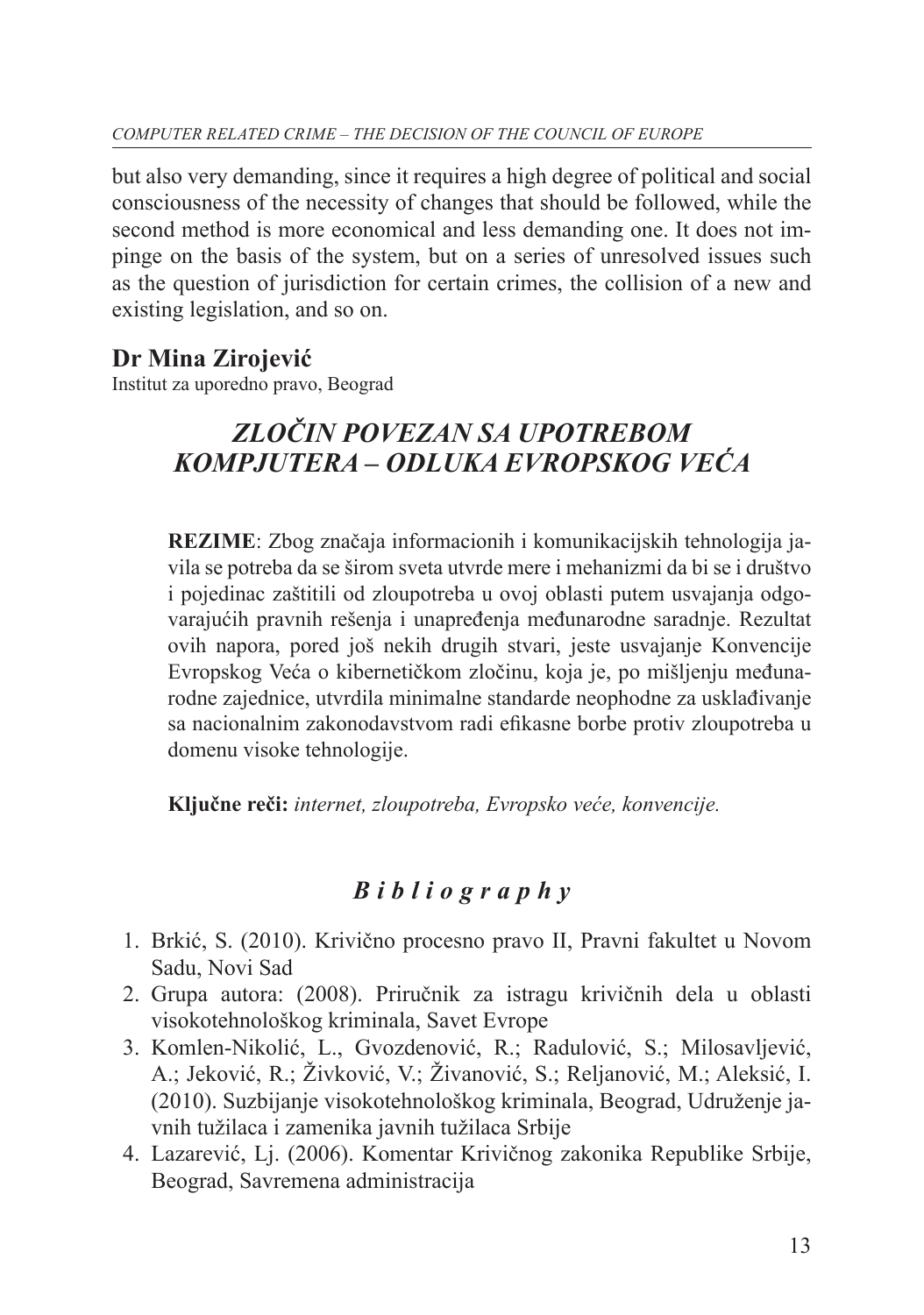but also very demanding, since it requires a high degree of political and social consciousness of the necessity of changes that should be followed, while the second method is more economical and less demanding one. It does not impinge on the basis of the system, but on a series of unresolved issues such as the question of jurisdiction for certain crimes, the collision of a new and existing legislation, and so on.

**Dr Mina Zirojević**
Institut za uporedno pravo, Beograd

## *ZLOČIN POVEZAN SA UPOTREBOM KOMPJUTERA – ODLUKA EVROPSKOG VEĆA*

**REZIME**: Zbog značaja informacionih i komunikacijskih tehnologija javila se potreba da se širom sveta utvrde mere i mehanizmi da bi se i društvo i pojedinac zaštitili od zloupotreba u ovoj oblasti putem usvajanja odgovarajućih pravnih rešenja i unapređenja međunarodne saradnje. Rezultat ovih napora, pored još nekih drugih stvari, jeste usvajanje Konvencije Evropskog Veća o kibernetičkom zločinu, koja je, po mišljenju međunarodne zajednice, utvrdila minimalne standarde neophodne za usklađivanje sa nacionalnim zakonodavstvom radi efikasne borbe protiv zloupotreba u domenu visoke tehnologije.

**Ključne reči:** *internet, zloupotreba, Evropsko veće, konvencije.*

## *Bibliography*

1. Brkić, S. (2010). Krivično procesno pravo II, Pravni fakultet u Novom Sadu, Novi Sad
2. Grupa autora: (2008). Priručnik za istragu krivičnih dela u oblasti visokotehnološkog kriminala, Savet Evrope
3. Komlen-Nikolić, L., Gvozdenović, R.; Radulović, S.; Milosavljević, A.; Jeković, R.; Živković, V.; Živanović, S.; Reljanović, M.; Aleksić, I. (2010). Suzbijanje visokotehnološkog kriminala, Beograd, Udruženje javnih tužilaca i zamenika javnih tužilaca Srbije
4. Lazarević, Lj. (2006). Komentar Krivičnog zakonika Republike Srbije, Beograd, Savremena administracija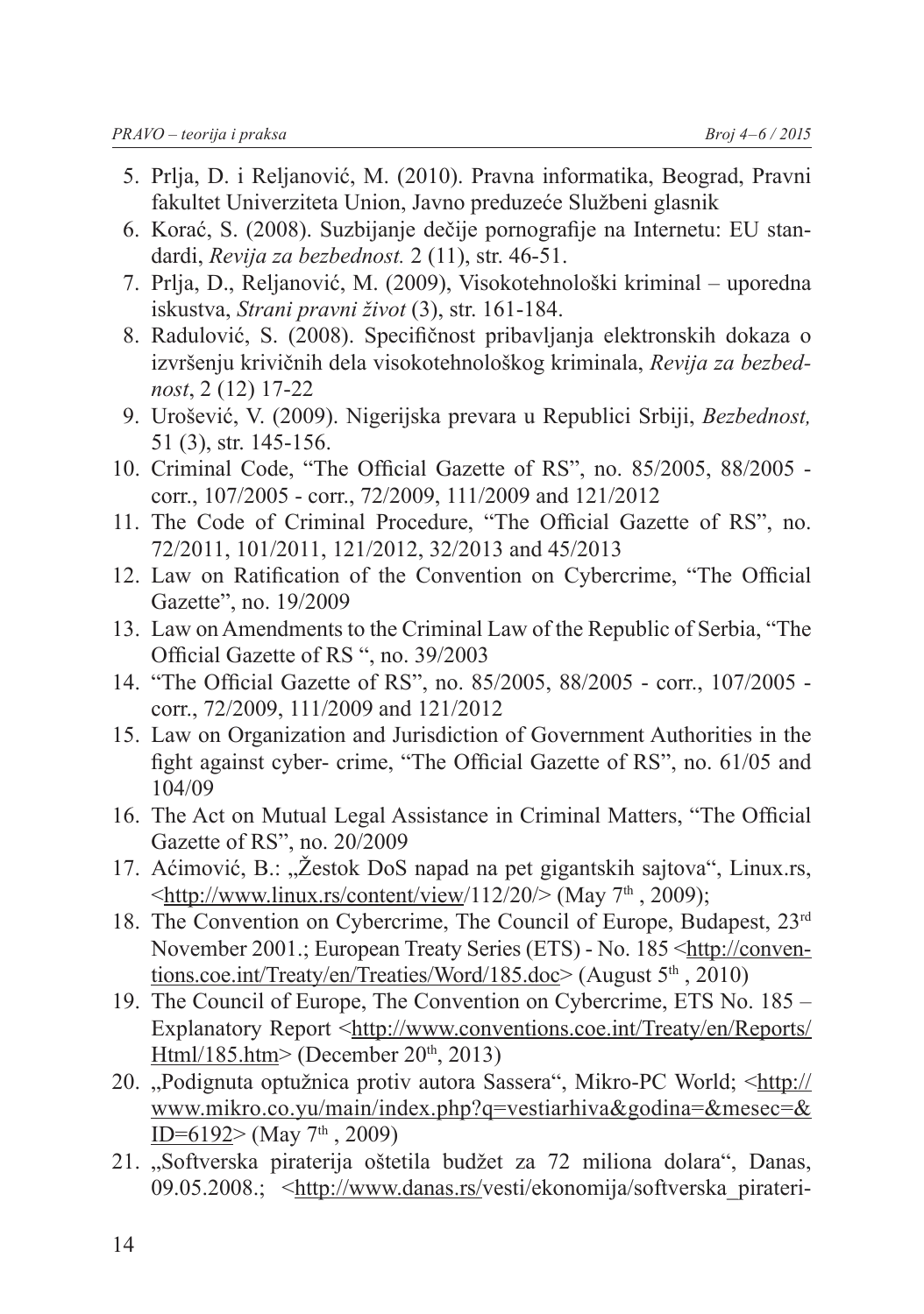5. Prlja, D. i Reljanović, M. (2010). Pravna informatika, Beograd, Pravni fakultet Univerziteta Union, Javno preduzeće Službeni glasnik
6. Korać, S. (2008). Suzbijanje dečije pornografije na Internetu: EU standardi, *Revija za bezbednost.* 2 (11), str. 46-51.
7. Prlja, D., Reljanović, M. (2009), Visokotehnološki kriminal – uporedna iskustva, *Strani pravni život* (3), str. 161-184.
8. Radulović, S. (2008). Specifičnost pribavljanja elektronskih dokaza o izvršenju krivičnih dela visokotehnološkog kriminala, *Revija za bezbednost*, 2 (12) 17-22
9. Urošević, V. (2009). Nigerijska prevara u Republici Srbiji, *Bezbednost,* 51 (3), str. 145-156.
10. Criminal Code, "The Official Gazette of RS", no. 85/2005, 88/2005 - corr., 107/2005 - corr., 72/2009, 111/2009 and 121/2012
11. The Code of Criminal Procedure, "The Official Gazette of RS", no. 72/2011, 101/2011, 121/2012, 32/2013 and 45/2013
12. Law on Ratification of the Convention on Cybercrime, "The Official Gazette", no. 19/2009
13. Law on Amendments to the Criminal Law of the Republic of Serbia, "The Official Gazette of RS ", no. 39/2003
14. "The Official Gazette of RS", no. 85/2005, 88/2005 - corr., 107/2005 - corr., 72/2009, 111/2009 and 121/2012
15. Law on Organization and Jurisdiction of Government Authorities in the fight against cyber- crime, "The Official Gazette of RS", no. 61/05 and 104/09
16. The Act on Mutual Legal Assistance in Criminal Matters, "The Official Gazette of RS", no. 20/2009
17. Aćimović, B.: „Žestok DoS napad na pet gigantskih sajtova", Linux.rs, <http://www.linux.rs/content/view/112/20/> (May 7th , 2009);
18. The Convention on Cybercrime, The Council of Europe, Budapest, 23rd November 2001.; European Treaty Series (ETS) - No. 185 <http://conventions.coe.int/Treaty/en/Treaties/Word/185.doc> (August 5th , 2010)
19. The Council of Europe, The Convention on Cybercrime, ETS No. 185 – Explanatory Report <http://www.conventions.coe.int/Treaty/en/Reports/Html/185.htm> (December 20th, 2013)
20. „Podignuta optužnica protiv autora Sassera", Mikro-PC World; <http://www.mikro.co.yu/main/index.php?q=vestiarhiva&godina=&mesec=&ID=6192> (May 7th , 2009)
21. „Softverska piraterija oštetila budžet za 72 miliona dolara", Danas, 09.05.2008.; <http://www.danas.rs/vesti/ekonomija/softverska_pirateri-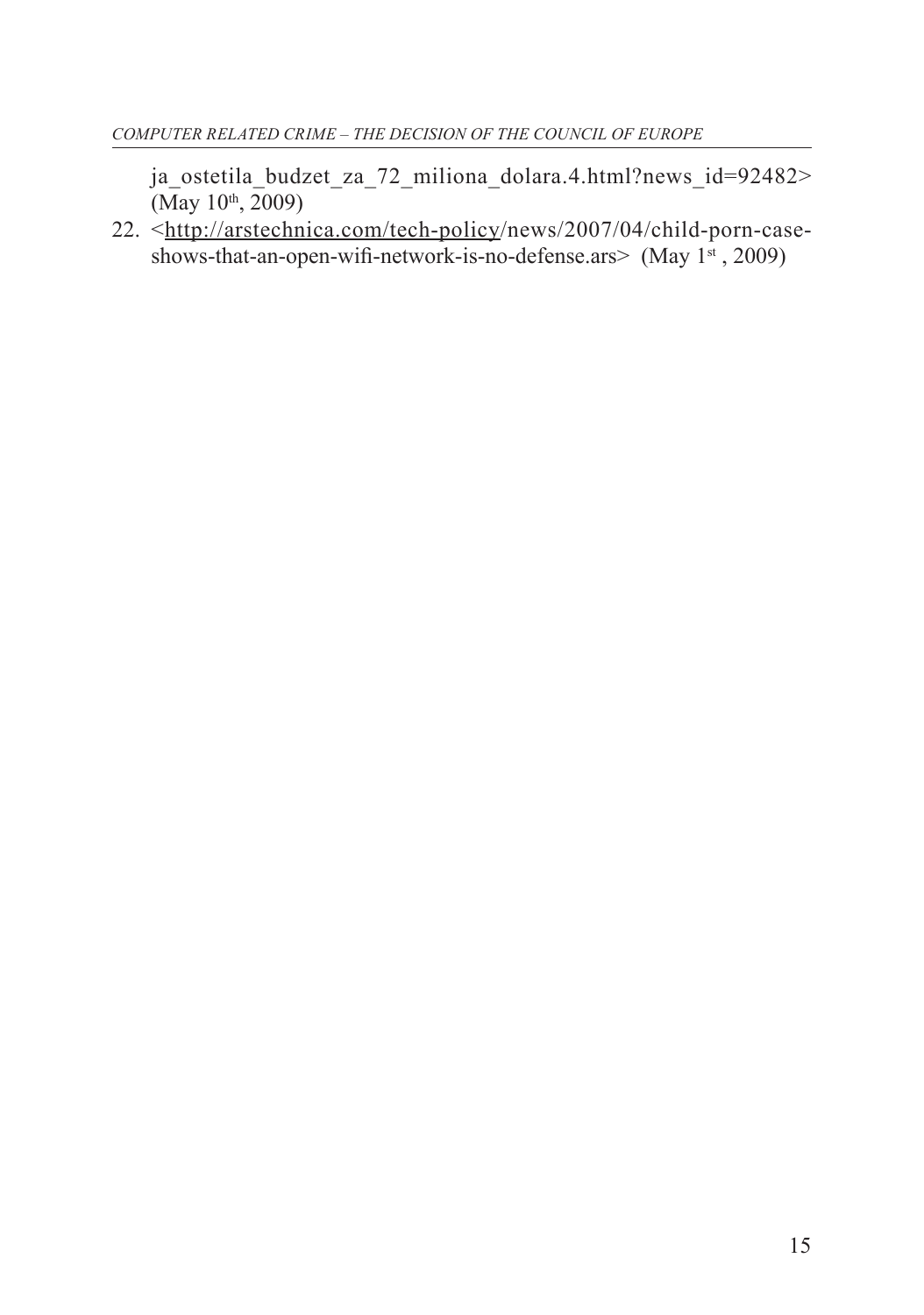ja_ostetila_budzet_za_72_miliona_dolara.4.html?news_id=92482> (May 10th, 2009)

22. <http://arstechnica.com/tech-policy/news/2007/04/child-porn-case-shows-that-an-open-wifi-network-is-no-defense.ars> (May 1st , 2009)